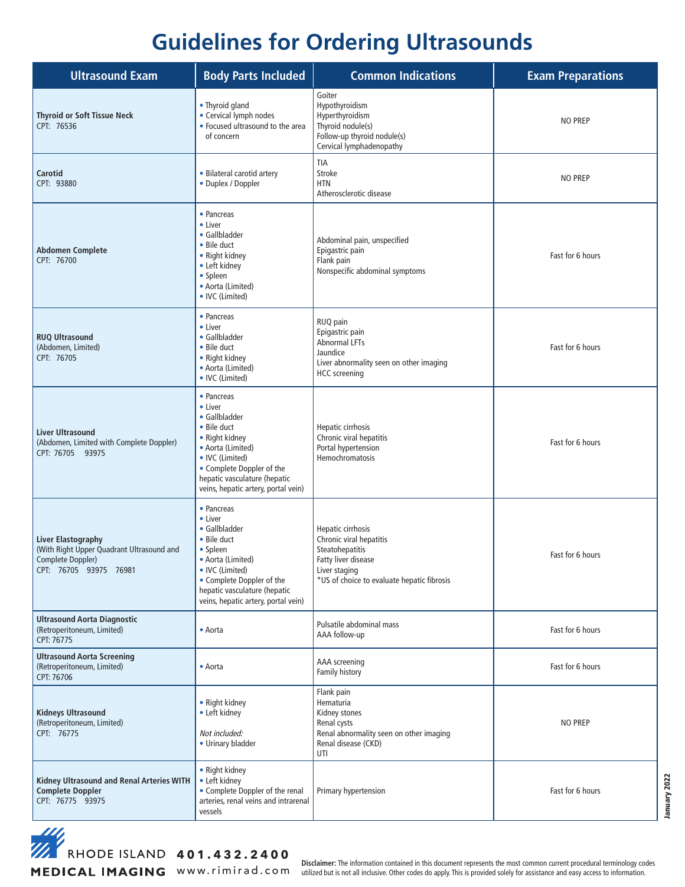# Guidelines for Ordering Ultrasounds

| Ultrasound Exam | Body Parts Included | Common Indications | Exam Preparations |
|---|---|---|---|
| **Thyroid or Soft Tissue Neck**<br>CPT: 76536 | • Thyroid gland<br>• Cervical lymph nodes<br>• Focused ultrasound to the area of concern | Goiter<br>Hypothyroidism<br>Hyperthyroidism<br>Thyroid nodule(s)<br>Follow-up thyroid nodule(s)<br>Cervical lymphadenopathy | NO PREP |
| **Carotid**<br>CPT: 93880 | • Bilateral carotid artery<br>• Duplex / Doppler | TIA<br>Stroke<br>HTN<br>Atherosclerotic disease | NO PREP |
| **Abdomen Complete**<br>CPT: 76700 | • Pancreas<br>• Liver<br>• Gallbladder<br>• Bile duct<br>• Right kidney<br>• Left kidney<br>• Spleen<br>• Aorta (Limited)<br>• IVC (Limited) | Abdominal pain, unspecified<br>Epigastric pain<br>Flank pain<br>Nonspecific abdominal symptoms | Fast for 6 hours |
| **RUQ Ultrasound**<br>(Abdomen, Limited)<br>CPT: 76705 | • Pancreas<br>• Liver<br>• Gallbladder<br>• Bile duct<br>• Right kidney<br>• Aorta (Limited)<br>• IVC (Limited) | RUQ pain<br>Epigastric pain<br>Abnormal LFTs<br>Jaundice<br>Liver abnormality seen on other imaging<br>HCC screening | Fast for 6 hours |
| **Liver Ultrasound**<br>(Abdomen, Limited with Complete Doppler)<br>CPT: 76705 93975 | • Pancreas<br>• Liver<br>• Gallbladder<br>• Bile duct<br>• Right kidney<br>• Aorta (Limited)<br>• IVC (Limited)<br>• Complete Doppler of the hepatic vasculature (hepatic veins, hepatic artery, portal vein) | Hepatic cirrhosis<br>Chronic viral hepatitis<br>Portal hypertension<br>Hemochromatosis | Fast for 6 hours |
| **Liver Elastography**<br>(With Right Upper Quadrant Ultrasound and Complete Doppler)<br>CPT: 76705 93975 76981 | • Pancreas<br>• Liver<br>• Gallbladder<br>• Bile duct<br>• Spleen<br>• Aorta (Limited)<br>• IVC (Limited)<br>• Complete Doppler of the hepatic vasculature (hepatic veins, hepatic artery, portal vein) | Hepatic cirrhosis<br>Chronic viral hepatitis<br>Steatohepatitis<br>Fatty liver disease<br>Liver staging<br>*US of choice to evaluate hepatic fibrosis | Fast for 6 hours |
| **Ultrasound Aorta Diagnostic**<br>(Retroperitoneum, Limited)<br>CPT: 76775 | • Aorta | Pulsatile abdominal mass<br>AAA follow-up | Fast for 6 hours |
| **Ultrasound Aorta Screening**<br>(Retroperitoneum, Limited)<br>CPT: 76706 | • Aorta | AAA screening<br>Family history | Fast for 6 hours |
| **Kidneys Ultrasound**<br>(Retroperitoneum, Limited)<br>CPT: 76775 | • Right kidney<br>• Left kidney<br><br>*Not included:*<br>• Urinary bladder | Flank pain<br>Hematuria<br>Kidney stones<br>Renal cysts<br>Renal abnormality seen on other imaging<br>Renal disease (CKD)<br>UTI | NO PREP |
| **Kidney Ultrasound and Renal Arteries WITH Complete Doppler**<br>CPT: 76775 93975 | • Right kidney<br>• Left kidney<br>• Complete Doppler of the renal arteries, renal veins and intrarenal vessels | Primary hypertension | Fast for 6 hours |

January 2022

RHODE ISLAND MEDICAL IMAGING **401.432.2400** www.rimirad.com

**Disclaimer:** The information contained in this document represents the most common current procedural terminology codes utilized but is not all inclusive. Other codes do apply. This is provided solely for assistance and easy access to information.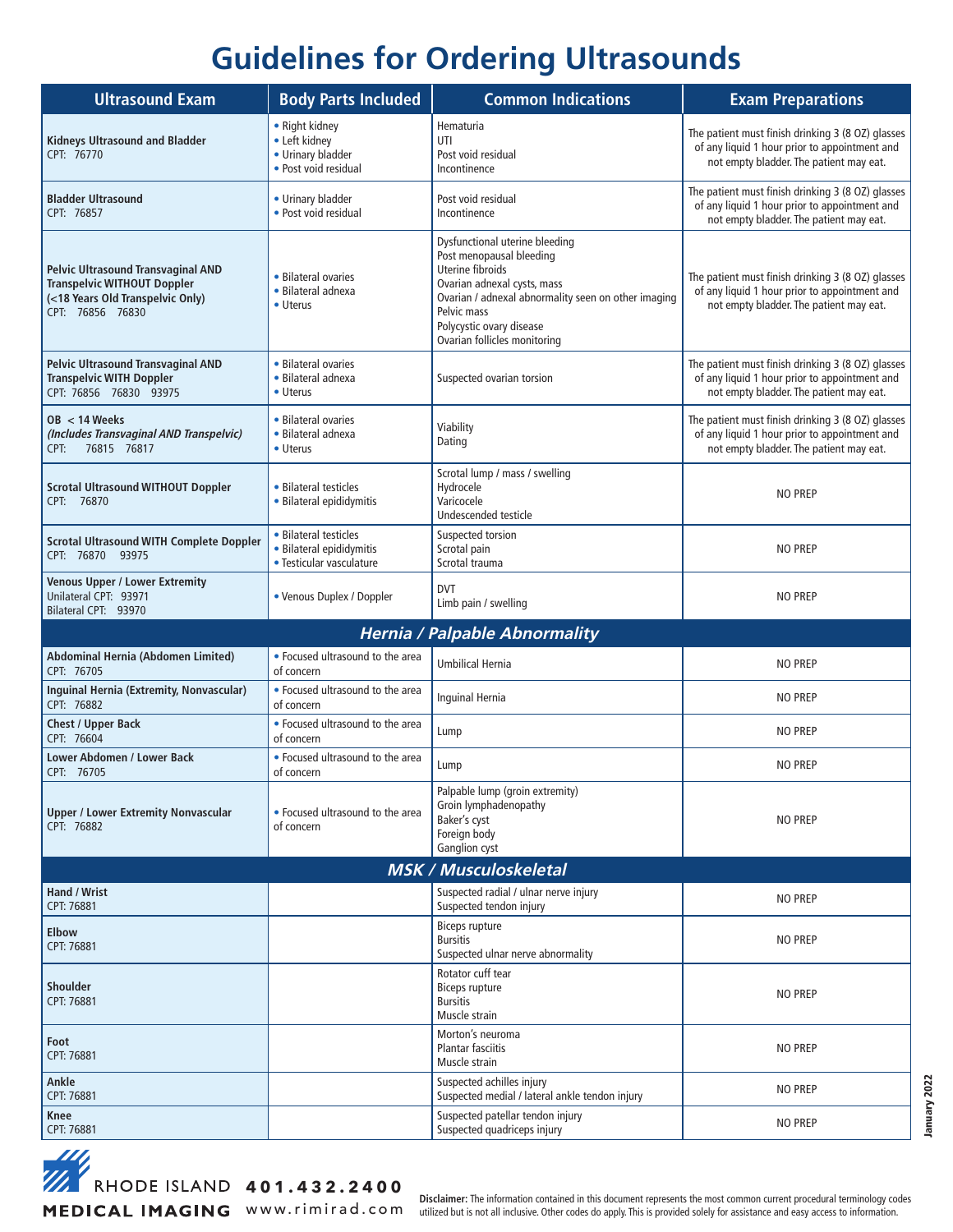# Guidelines for Ordering Ultrasounds

| Ultrasound Exam | Body Parts Included | Common Indications | Exam Preparations |
|---|---|---|---|
| **Kidneys Ultrasound and Bladder**<br>CPT: 76770 | • Right kidney<br>• Left kidney<br>• Urinary bladder<br>• Post void residual | Hematuria<br>UTI<br>Post void residual<br>Incontinence | The patient must finish drinking 3 (8 OZ) glasses of any liquid 1 hour prior to appointment and not empty bladder. The patient may eat. |
| **Bladder Ultrasound**<br>CPT: 76857 | • Urinary bladder<br>• Post void residual | Post void residual<br>Incontinence | The patient must finish drinking 3 (8 OZ) glasses of any liquid 1 hour prior to appointment and not empty bladder. The patient may eat. |
| **Pelvic Ultrasound Transvaginal AND Transpelvic WITHOUT Doppler (<18 Years Old Transpelvic Only)**<br>CPT: 76856 76830 | • Bilateral ovaries<br>• Bilateral adnexa<br>• Uterus | Dysfunctional uterine bleeding<br>Post menopausal bleeding<br>Uterine fibroids<br>Ovarian adnexal cysts, mass<br>Ovarian / adnexal abnormality seen on other imaging<br>Pelvic mass<br>Polycystic ovary disease<br>Ovarian follicles monitoring | The patient must finish drinking 3 (8 OZ) glasses of any liquid 1 hour prior to appointment and not empty bladder. The patient may eat. |
| **Pelvic Ultrasound Transvaginal AND Transpelvic WITH Doppler**<br>CPT: 76856 76830 93975 | • Bilateral ovaries<br>• Bilateral adnexa<br>• Uterus | Suspected ovarian torsion | The patient must finish drinking 3 (8 OZ) glasses of any liquid 1 hour prior to appointment and not empty bladder. The patient may eat. |
| **OB < 14 Weeks**<br>***(Includes Transvaginal AND Transpelvic)***<br>CPT: 76815 76817 | • Bilateral ovaries<br>• Bilateral adnexa<br>• Uterus | Viability<br>Dating | The patient must finish drinking 3 (8 OZ) glasses of any liquid 1 hour prior to appointment and not empty bladder. The patient may eat. |
| **Scrotal Ultrasound WITHOUT Doppler**<br>CPT: 76870 | • Bilateral testicles<br>• Bilateral epididymitis | Scrotal lump / mass / swelling<br>Hydrocele<br>Varicocele<br>Undescended testicle | NO PREP |
| **Scrotal Ultrasound WITH Complete Doppler**<br>CPT: 76870 93975 | • Bilateral testicles<br>• Bilateral epididymitis<br>• Testicular vasculature | Suspected torsion<br>Scrotal pain<br>Scrotal trauma | NO PREP |
| **Venous Upper / Lower Extremity**<br>Unilateral CPT: 93971<br>Bilateral CPT: 93970 | • Venous Duplex / Doppler | DVT<br>Limb pain / swelling | NO PREP |
| ***Hernia / Palpable Abnormality*** | | | |
| **Abdominal Hernia (Abdomen Limited)**<br>CPT: 76705 | • Focused ultrasound to the area of concern | Umbilical Hernia | NO PREP |
| **Inguinal Hernia (Extremity, Nonvascular)**<br>CPT: 76882 | • Focused ultrasound to the area of concern | Inguinal Hernia | NO PREP |
| **Chest / Upper Back**<br>CPT: 76604 | • Focused ultrasound to the area of concern | Lump | NO PREP |
| **Lower Abdomen / Lower Back**<br>CPT: 76705 | • Focused ultrasound to the area of concern | Lump | NO PREP |
| **Upper / Lower Extremity Nonvascular**<br>CPT: 76882 | • Focused ultrasound to the area of concern | Palpable lump (groin extremity)<br>Groin lymphadenopathy<br>Baker's cyst<br>Foreign body<br>Ganglion cyst | NO PREP |
| ***MSK / Musculoskeletal*** | | | |
| **Hand / Wrist**<br>CPT: 76881 | | Suspected radial / ulnar nerve injury<br>Suspected tendon injury | NO PREP |
| **Elbow**<br>CPT: 76881 | | Biceps rupture<br>Bursitis<br>Suspected ulnar nerve abnormality | NO PREP |
| **Shoulder**<br>CPT: 76881 | | Rotator cuff tear<br>Biceps rupture<br>Bursitis<br>Muscle strain | NO PREP |
| **Foot**<br>CPT: 76881 | | Morton's neuroma<br>Plantar fasciitis<br>Muscle strain | NO PREP |
| **Ankle**<br>CPT: 76881 | | Suspected achilles injury<br>Suspected medial / lateral ankle tendon injury | NO PREP |
| **Knee**<br>CPT: 76881 | | Suspected patellar tendon injury<br>Suspected quadriceps injury | NO PREP |

January 2022

RHODE ISLAND MEDICAL IMAGING **401.432.2400** www.rimirad.com

**Disclaimer:** The information contained in this document represents the most common current procedural terminology codes utilized but is not all inclusive. Other codes do apply. This is provided solely for assistance and easy access to information.